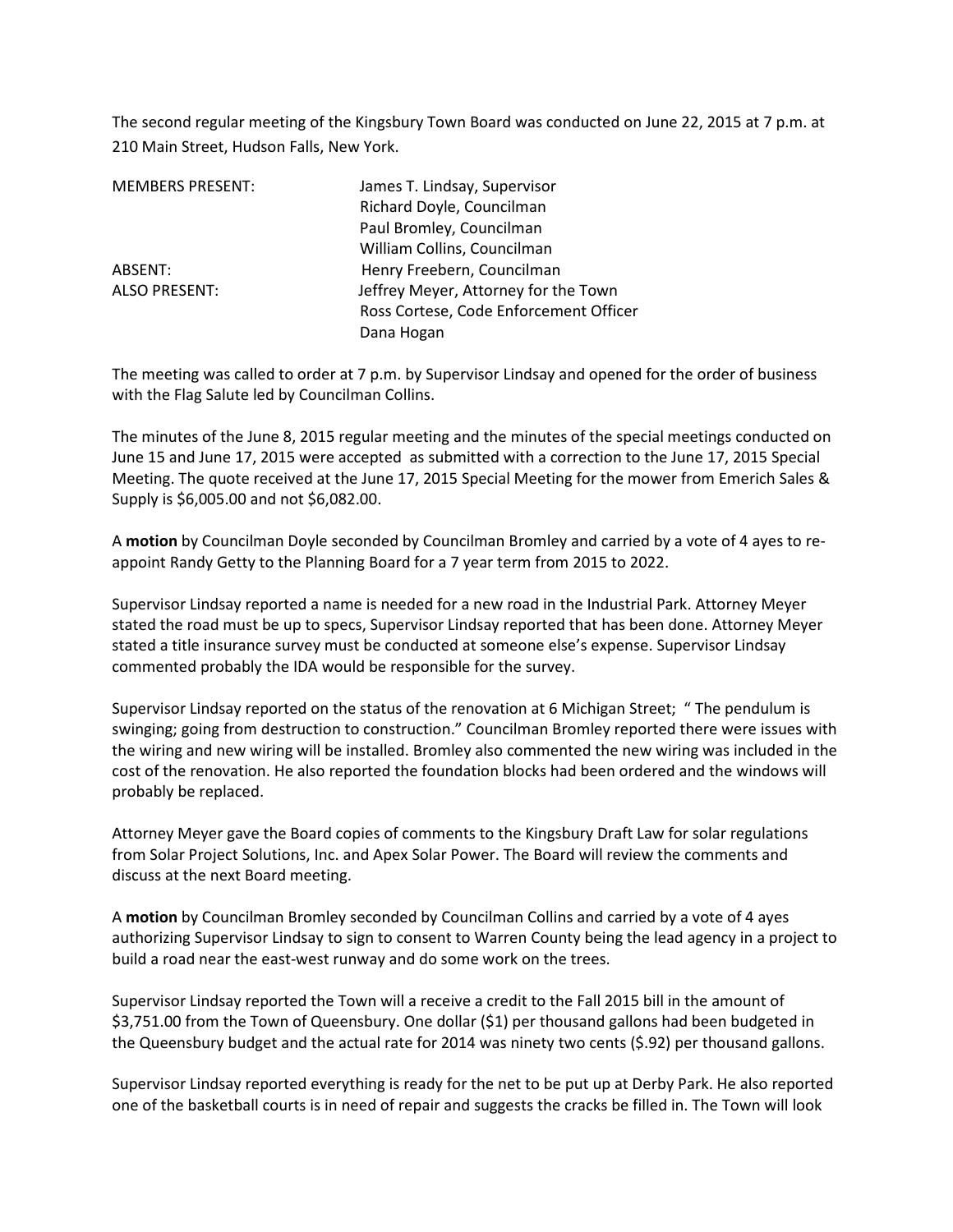The second regular meeting of the Kingsbury Town Board was conducted on June 22, 2015 at 7 p.m. at 210 Main Street, Hudson Falls, New York.

| | |
|---|---|
| MEMBERS PRESENT: | James T. Lindsay, Supervisor |
| | Richard Doyle, Councilman |
| | Paul Bromley, Councilman |
| | William Collins, Councilman |
| ABSENT: | Henry Freebern, Councilman |
| ALSO PRESENT: | Jeffrey Meyer, Attorney for the Town |
| | Ross Cortese, Code Enforcement Officer |
| | Dana Hogan |

The meeting was called to order at 7 p.m. by Supervisor Lindsay and opened for the order of business with the Flag Salute led by Councilman Collins.

The minutes of the June 8, 2015 regular meeting and the minutes of the special meetings conducted on June 15 and June 17, 2015 were accepted as submitted with a correction to the June 17, 2015 Special Meeting. The quote received at the June 17, 2015 Special Meeting for the mower from Emerich Sales & Supply is $6,005.00 and not $6,082.00.

A **motion** by Councilman Doyle seconded by Councilman Bromley and carried by a vote of 4 ayes to re-appoint Randy Getty to the Planning Board for a 7 year term from 2015 to 2022.

Supervisor Lindsay reported a name is needed for a new road in the Industrial Park. Attorney Meyer stated the road must be up to specs, Supervisor Lindsay reported that has been done. Attorney Meyer stated a title insurance survey must be conducted at someone else's expense. Supervisor Lindsay commented probably the IDA would be responsible for the survey.

Supervisor Lindsay reported on the status of the renovation at 6 Michigan Street; " The pendulum is swinging; going from destruction to construction." Councilman Bromley reported there were issues with the wiring and new wiring will be installed. Bromley also commented the new wiring was included in the cost of the renovation. He also reported the foundation blocks had been ordered and the windows will probably be replaced.

Attorney Meyer gave the Board copies of comments to the Kingsbury Draft Law for solar regulations from Solar Project Solutions, Inc. and Apex Solar Power. The Board will review the comments and discuss at the next Board meeting.

A **motion** by Councilman Bromley seconded by Councilman Collins and carried by a vote of 4 ayes authorizing Supervisor Lindsay to sign to consent to Warren County being the lead agency in a project to build a road near the east-west runway and do some work on the trees.

Supervisor Lindsay reported the Town will a receive a credit to the Fall 2015 bill in the amount of $3,751.00 from the Town of Queensbury. One dollar ($1) per thousand gallons had been budgeted in the Queensbury budget and the actual rate for 2014 was ninety two cents ($.92) per thousand gallons.

Supervisor Lindsay reported everything is ready for the net to be put up at Derby Park. He also reported one of the basketball courts is in need of repair and suggests the cracks be filled in. The Town will look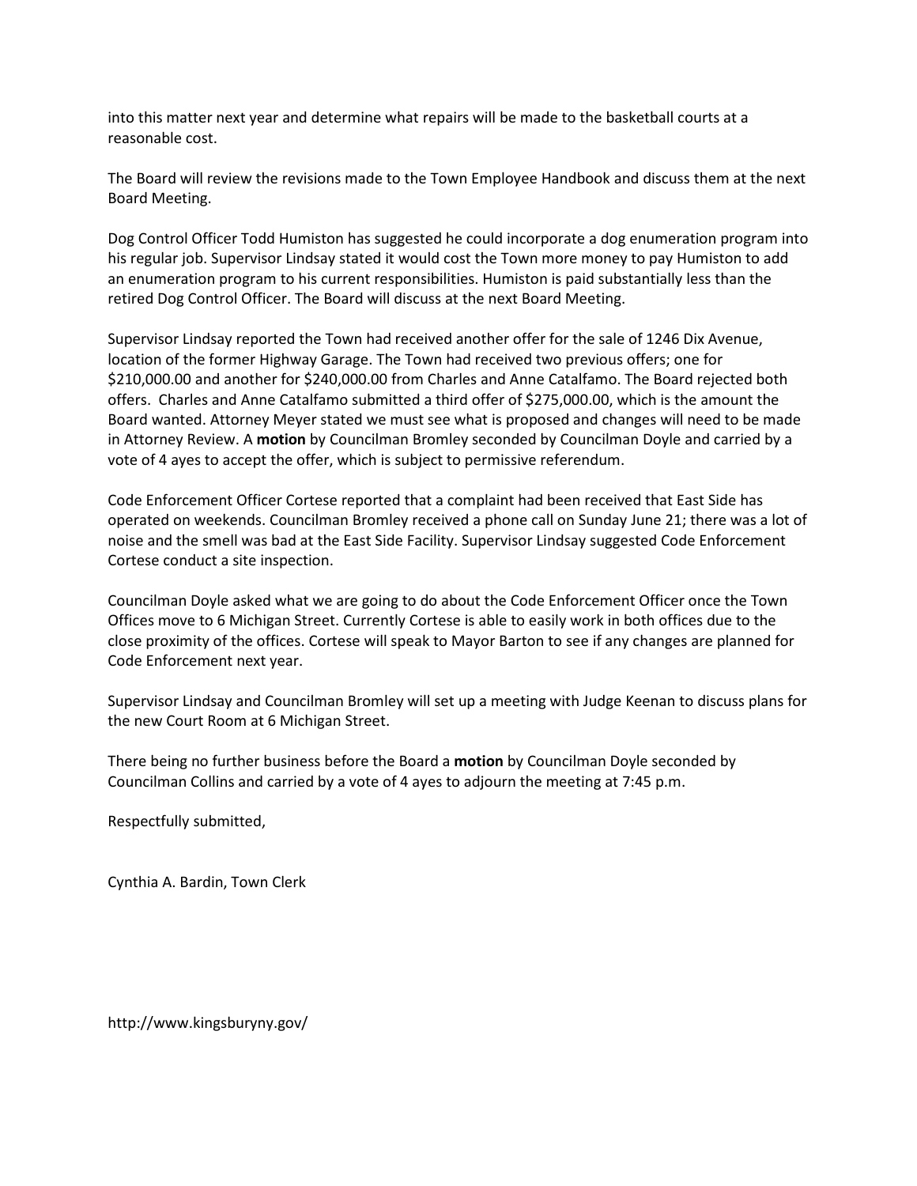into this matter next year and determine what repairs will be made to the basketball courts at a reasonable cost.

The Board will review the revisions made to the Town Employee Handbook and discuss them at the next Board Meeting.

Dog Control Officer Todd Humiston has suggested he could incorporate a dog enumeration program into his regular job. Supervisor Lindsay stated it would cost the Town more money to pay Humiston to add an enumeration program to his current responsibilities. Humiston is paid substantially less than the retired Dog Control Officer. The Board will discuss at the next Board Meeting.

Supervisor Lindsay reported the Town had received another offer for the sale of 1246 Dix Avenue, location of the former Highway Garage. The Town had received two previous offers; one for $210,000.00 and another for $240,000.00 from Charles and Anne Catalfamo. The Board rejected both offers. Charles and Anne Catalfamo submitted a third offer of $275,000.00, which is the amount the Board wanted. Attorney Meyer stated we must see what is proposed and changes will need to be made in Attorney Review. A **motion** by Councilman Bromley seconded by Councilman Doyle and carried by a vote of 4 ayes to accept the offer, which is subject to permissive referendum.

Code Enforcement Officer Cortese reported that a complaint had been received that East Side has operated on weekends. Councilman Bromley received a phone call on Sunday June 21; there was a lot of noise and the smell was bad at the East Side Facility. Supervisor Lindsay suggested Code Enforcement Cortese conduct a site inspection.

Councilman Doyle asked what we are going to do about the Code Enforcement Officer once the Town Offices move to 6 Michigan Street. Currently Cortese is able to easily work in both offices due to the close proximity of the offices. Cortese will speak to Mayor Barton to see if any changes are planned for Code Enforcement next year.

Supervisor Lindsay and Councilman Bromley will set up a meeting with Judge Keenan to discuss plans for the new Court Room at 6 Michigan Street.

There being no further business before the Board a **motion** by Councilman Doyle seconded by Councilman Collins and carried by a vote of 4 ayes to adjourn the meeting at 7:45 p.m.

Respectfully submitted,

Cynthia A. Bardin, Town Clerk

http://www.kingsburyny.gov/